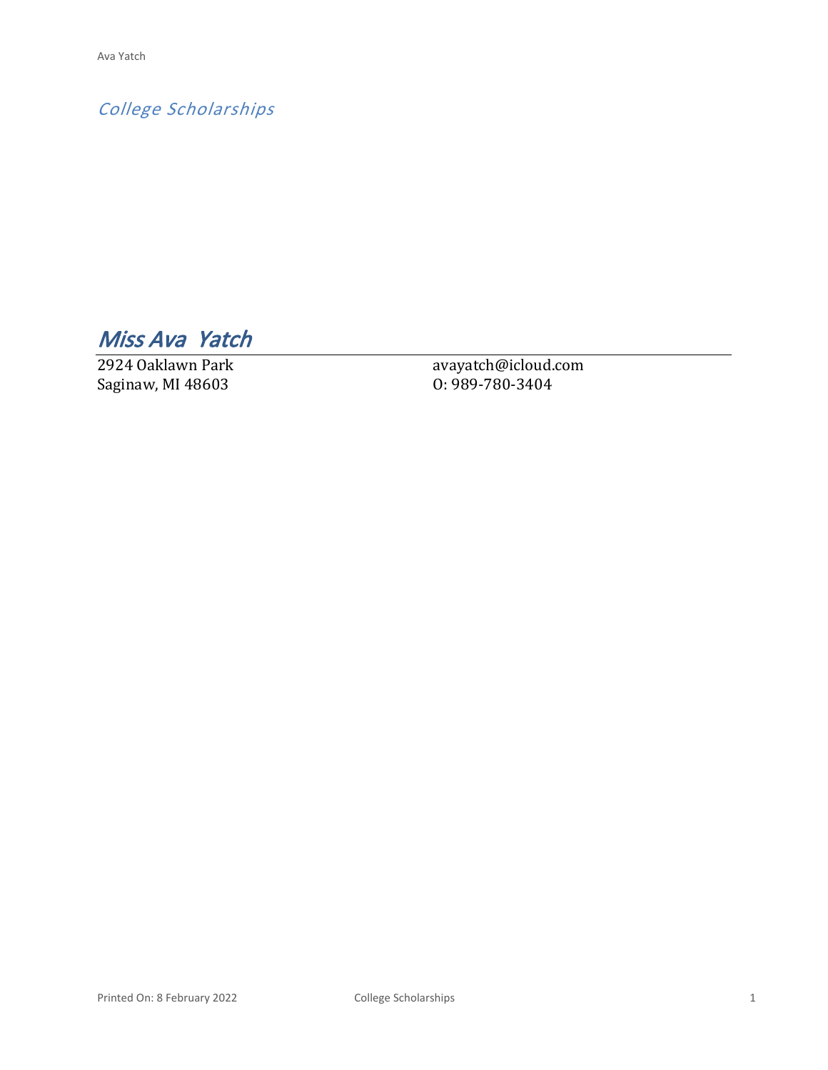*College Scholarships*

# *Miss Ava  Yatch*

2924 Oaklawn Park
Saginaw, MI 48603

avayatch@icloud.com
O: 989-780-3404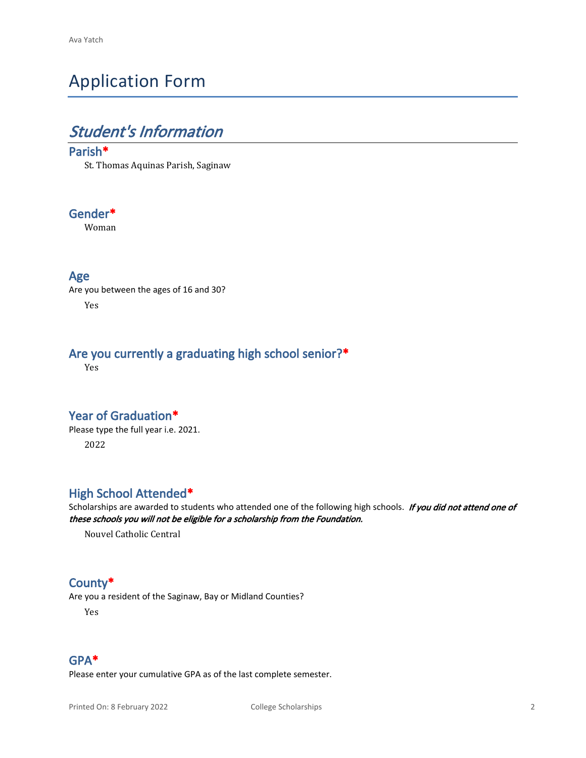# Application Form

## *Student's Information*

### Parish*

St. Thomas Aquinas Parish, Saginaw

### Gender*

Woman

### Age

Are you between the ages of 16 and 30?

Yes

### Are you currently a graduating high school senior?*

Yes

### Year of Graduation*

Please type the full year i.e. 2021.

2022

### High School Attended*

Scholarships are awarded to students who attended one of the following high schools. ***If you did not attend one of these schools you will not be eligible for a scholarship from the Foundation.***

Nouvel Catholic Central

### County*

Are you a resident of the Saginaw, Bay or Midland Counties?

Yes

### GPA*

Please enter your cumulative GPA as of the last complete semester.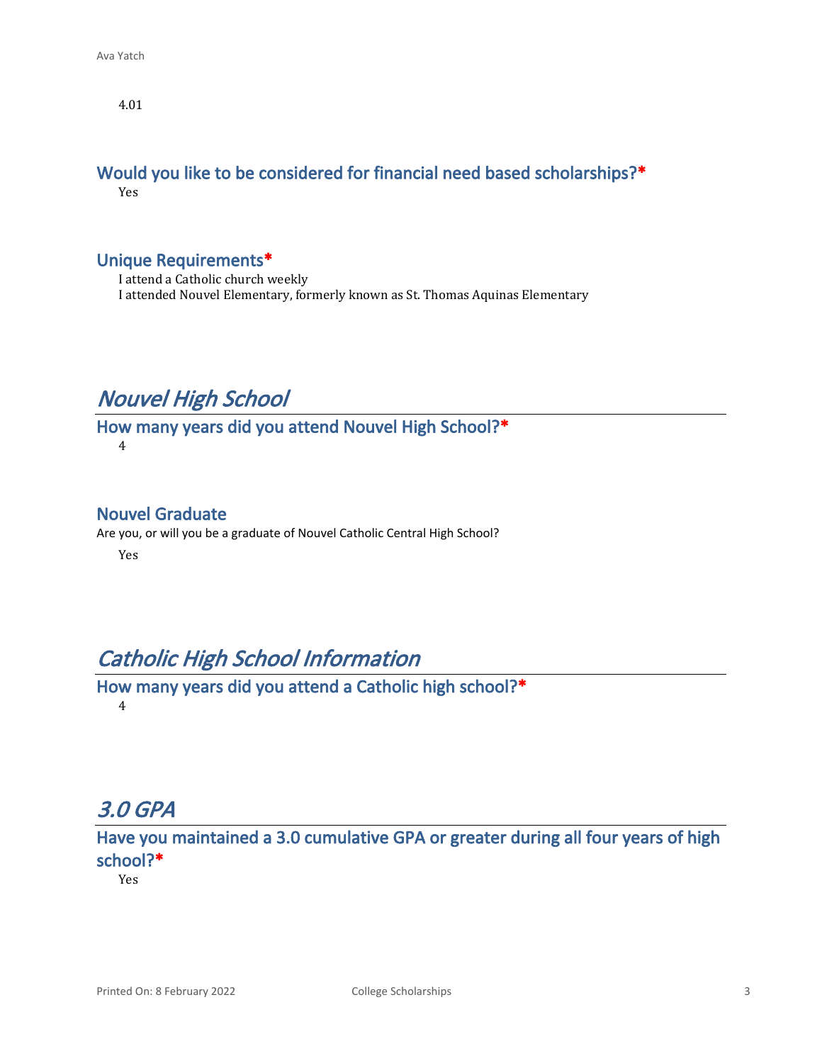4.01

### Would you like to be considered for financial need based scholarships?*

Yes

### Unique Requirements*

I attend a Catholic church weekly
I attended Nouvel Elementary, formerly known as St. Thomas Aquinas Elementary

## *Nouvel High School*

### How many years did you attend Nouvel High School?*

4

### Nouvel Graduate

Are you, or will you be a graduate of Nouvel Catholic Central High School?

Yes

## *Catholic High School Information*

### How many years did you attend a Catholic high school?*

4

## *3.0 GPA*

### Have you maintained a 3.0 cumulative GPA or greater during all four years of high school?*

Yes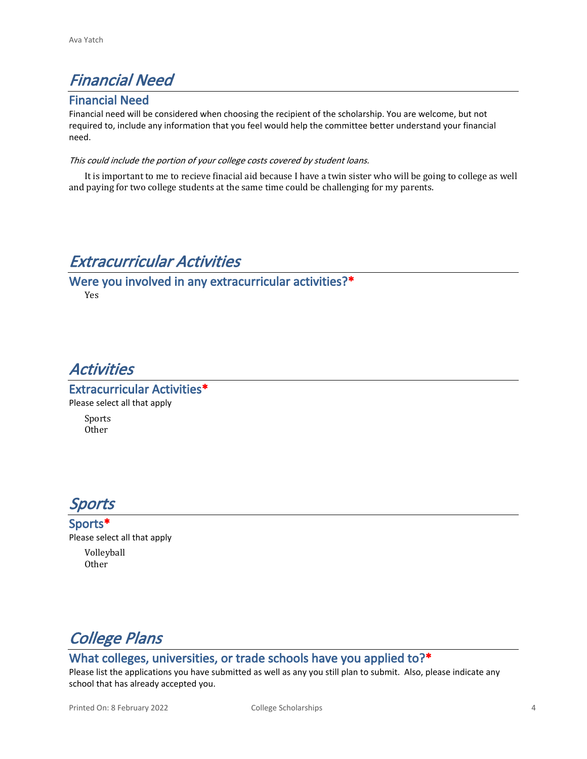# *Financial Need*

## Financial Need

Financial need will be considered when choosing the recipient of the scholarship. You are welcome, but not required to, include any information that you feel would help the committee better understand your financial need.

*This could include the portion of your college costs covered by student loans.*

It is important to me to recieve finacial aid because I have a twin sister who will be going to college as well and paying for two college students at the same time could be challenging for my parents.

# *Extracurricular Activities*

## Were you involved in any extracurricular activities?*

Yes

# *Activities*

## Extracurricular Activities*

Please select all that apply

Sports
Other

# *Sports*

## Sports*

Please select all that apply

Volleyball
Other

# *College Plans*

## What colleges, universities, or trade schools have you applied to?*

Please list the applications you have submitted as well as any you still plan to submit. Also, please indicate any school that has already accepted you.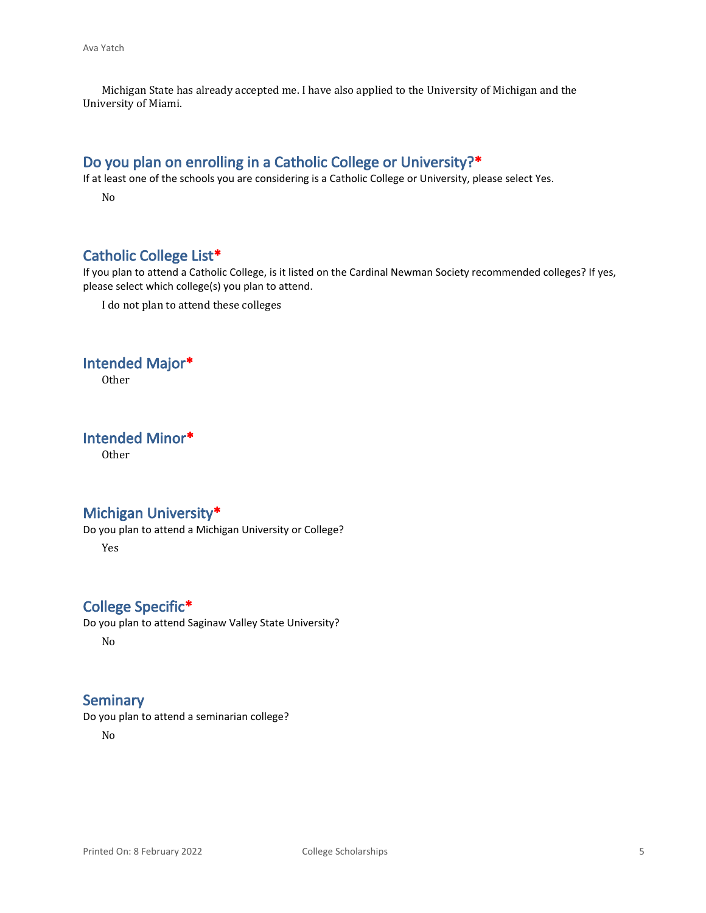Michigan State has already accepted me. I have also applied to the University of Michigan and the University of Miami.

## Do you plan on enrolling in a Catholic College or University?*

If at least one of the schools you are considering is a Catholic College or University, please select Yes.

No

## Catholic College List*

If you plan to attend a Catholic College, is it listed on the Cardinal Newman Society recommended colleges? If yes, please select which college(s) you plan to attend.

I do not plan to attend these colleges

## Intended Major*

Other

## Intended Minor*

Other

## Michigan University*

Do you plan to attend a Michigan University or College?

Yes

## College Specific*

Do you plan to attend Saginaw Valley State University?

No

## Seminary

Do you plan to attend a seminarian college?

No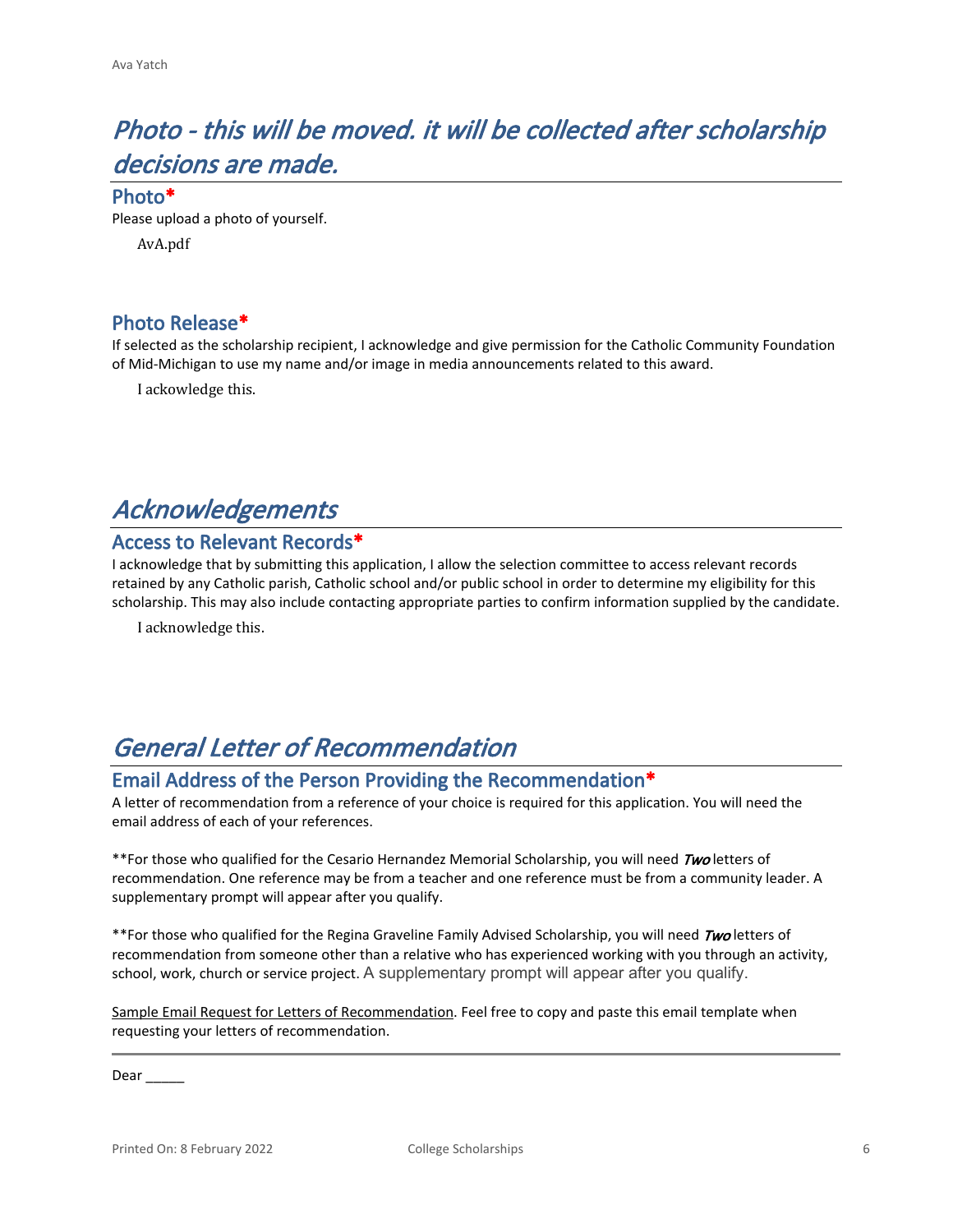# *Photo - this will be moved. it will be collected after scholarship decisions are made.*

## Photo*

Please upload a photo of yourself.

AvA.pdf

## Photo Release*

If selected as the scholarship recipient, I acknowledge and give permission for the Catholic Community Foundation of Mid-Michigan to use my name and/or image in media announcements related to this award.

I ackowledge this.

# *Acknowledgements*

## Access to Relevant Records*

I acknowledge that by submitting this application, I allow the selection committee to access relevant records retained by any Catholic parish, Catholic school and/or public school in order to determine my eligibility for this scholarship. This may also include contacting appropriate parties to confirm information supplied by the candidate.

I acknowledge this.

# *General Letter of Recommendation*

## Email Address of the Person Providing the Recommendation*

A letter of recommendation from a reference of your choice is required for this application. You will need the email address of each of your references.

**For those who qualified for the Cesario Hernandez Memorial Scholarship, you will need ***Two*** letters of recommendation. One reference may be from a teacher and one reference must be from a community leader. A supplementary prompt will appear after you qualify.

**For those who qualified for the Regina Graveline Family Advised Scholarship, you will need ***Two*** letters of recommendation from someone other than a relative who has experienced working with you through an activity, school, work, church or service project. A supplementary prompt will appear after you qualify.

Sample Email Request for Letters of Recommendation. Feel free to copy and paste this email template when requesting your letters of recommendation.

---

Dear _____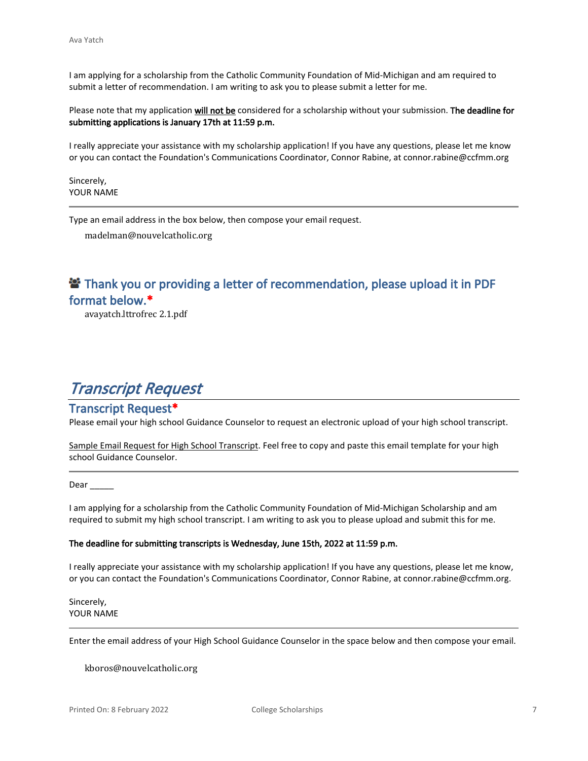I am applying for a scholarship from the Catholic Community Foundation of Mid-Michigan and am required to submit a letter of recommendation. I am writing to ask you to please submit a letter for me.

Please note that my application **will not be** considered for a scholarship without your submission. **The deadline for submitting applications is January 17th at 11:59 p.m.**

I really appreciate your assistance with my scholarship application! If you have any questions, please let me know or you can contact the Foundation's Communications Coordinator, Connor Rabine, at connor.rabine@ccfmm.org

Sincerely,
YOUR NAME

---

Type an email address in the box below, then compose your email request.

madelman@nouvelcatholic.org

### Thank you or providing a letter of recommendation, please upload it in PDF format below.*

avayatch.lttrofrec 2.1.pdf

# *Transcript Request*

### Transcript Request*

Please email your high school Guidance Counselor to request an electronic upload of your high school transcript.

Sample Email Request for High School Transcript. Feel free to copy and paste this email template for your high school Guidance Counselor.

---

Dear _____

I am applying for a scholarship from the Catholic Community Foundation of Mid-Michigan Scholarship and am required to submit my high school transcript. I am writing to ask you to please upload and submit this for me.

**The deadline for submitting transcripts is Wednesday, June 15th, 2022 at 11:59 p.m.**

I really appreciate your assistance with my scholarship application! If you have any questions, please let me know, or you can contact the Foundation's Communications Coordinator, Connor Rabine, at connor.rabine@ccfmm.org.

Sincerely,
YOUR NAME

---

Enter the email address of your High School Guidance Counselor in the space below and then compose your email.

kboros@nouvelcatholic.org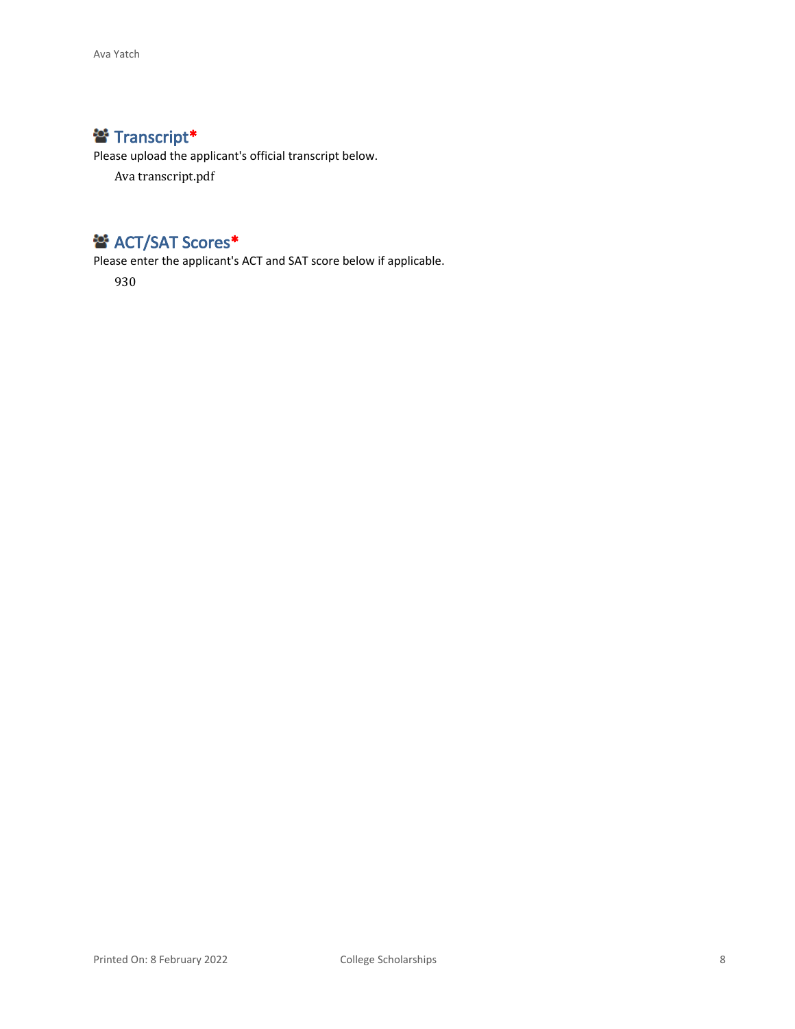## Transcript*

Please upload the applicant's official transcript below.

Ava transcript.pdf

## ACT/SAT Scores*

Please enter the applicant's ACT and SAT score below if applicable.

930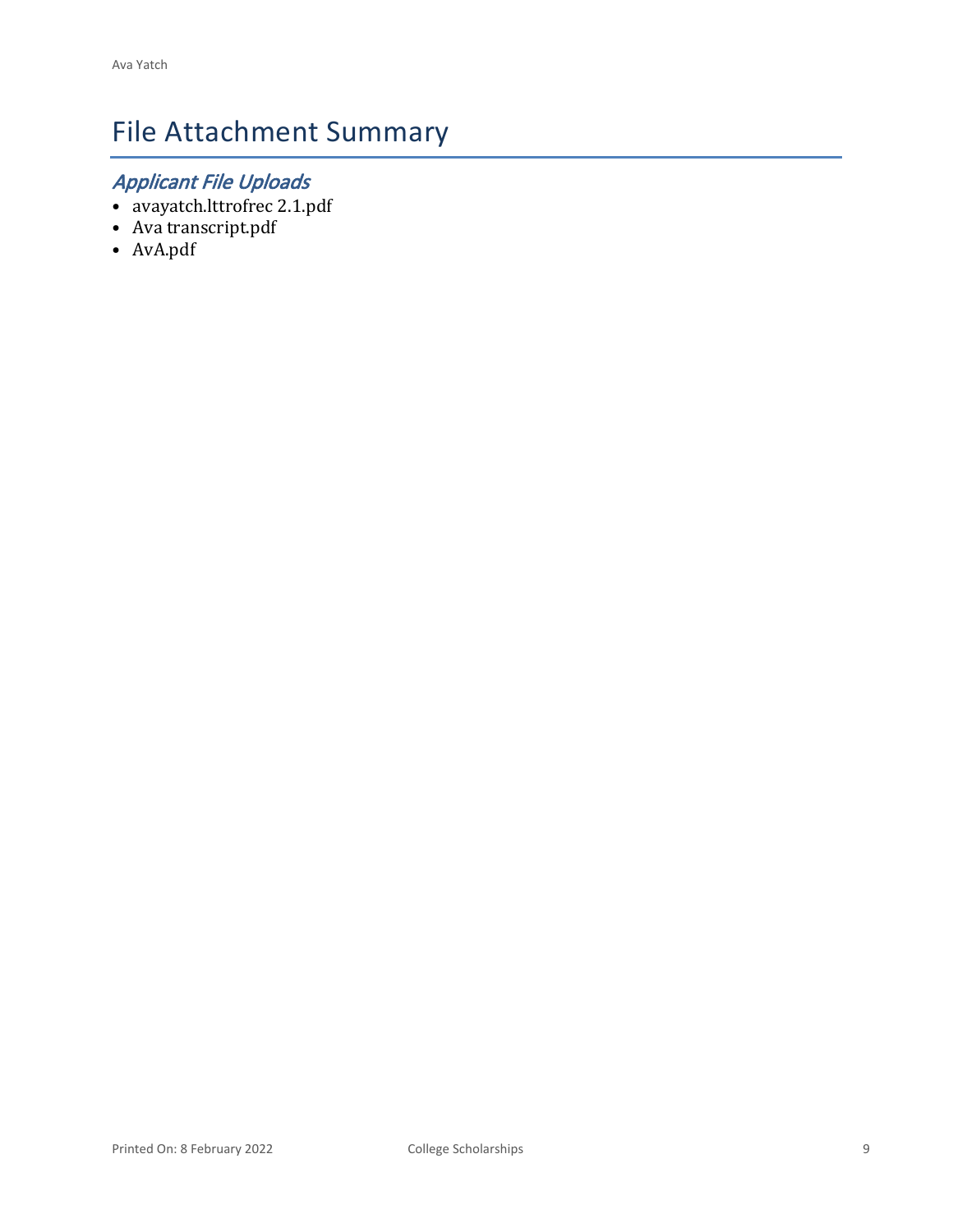# File Attachment Summary

## *Applicant File Uploads*

- avayatch.lttrofrec 2.1.pdf
- Ava transcript.pdf
- AvA.pdf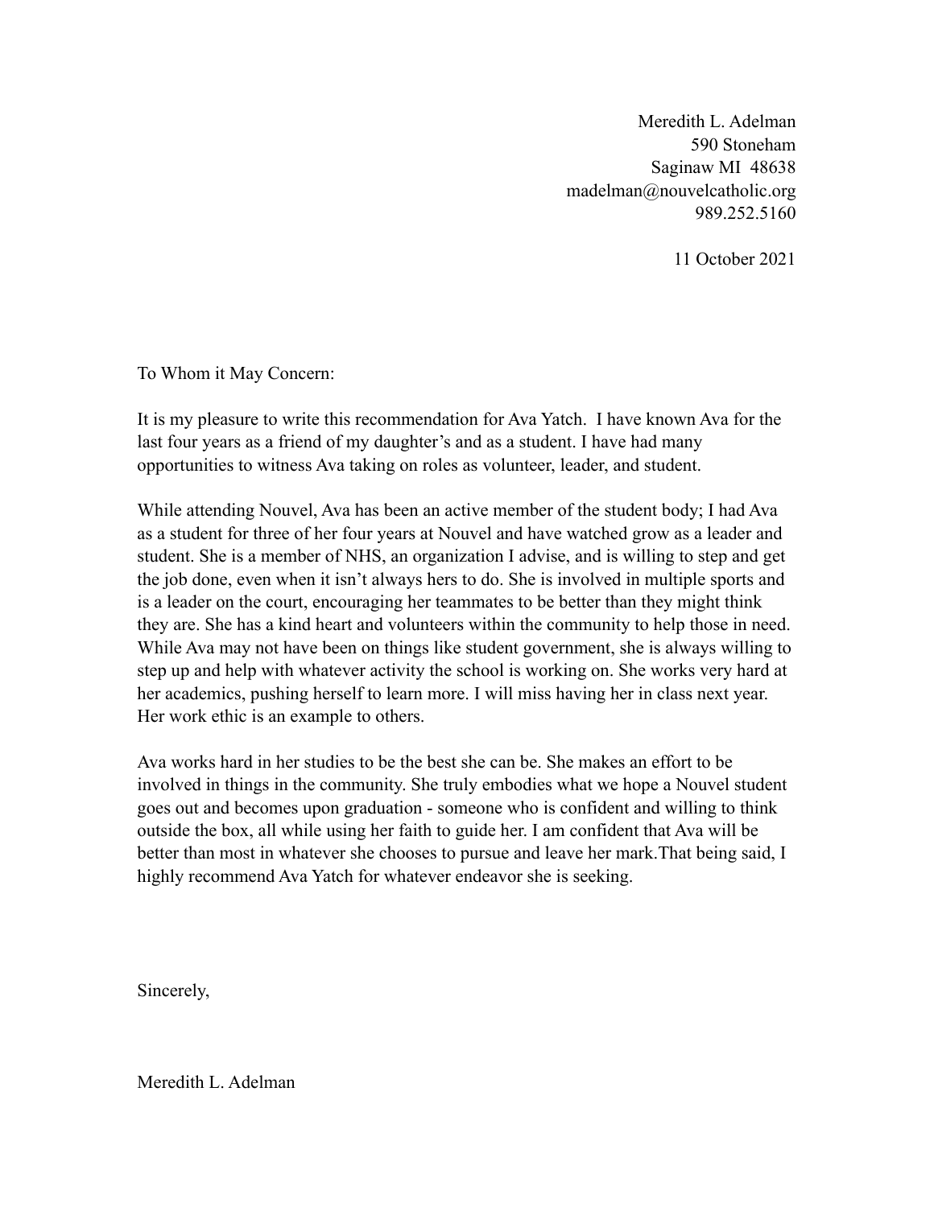Meredith L. Adelman
590 Stoneham
Saginaw MI 48638
madelman@nouvelcatholic.org
989.252.5160

11 October 2021

To Whom it May Concern:

It is my pleasure to write this recommendation for Ava Yatch. I have known Ava for the last four years as a friend of my daughter's and as a student. I have had many opportunities to witness Ava taking on roles as volunteer, leader, and student.

While attending Nouvel, Ava has been an active member of the student body; I had Ava as a student for three of her four years at Nouvel and have watched grow as a leader and student. She is a member of NHS, an organization I advise, and is willing to step and get the job done, even when it isn't always hers to do. She is involved in multiple sports and is a leader on the court, encouraging her teammates to be better than they might think they are. She has a kind heart and volunteers within the community to help those in need. While Ava may not have been on things like student government, she is always willing to step up and help with whatever activity the school is working on. She works very hard at her academics, pushing herself to learn more. I will miss having her in class next year. Her work ethic is an example to others.

Ava works hard in her studies to be the best she can be. She makes an effort to be involved in things in the community. She truly embodies what we hope a Nouvel student goes out and becomes upon graduation - someone who is confident and willing to think outside the box, all while using her faith to guide her. I am confident that Ava will be better than most in whatever she chooses to pursue and leave her mark.That being said, I highly recommend Ava Yatch for whatever endeavor she is seeking.

Sincerely,

Meredith L. Adelman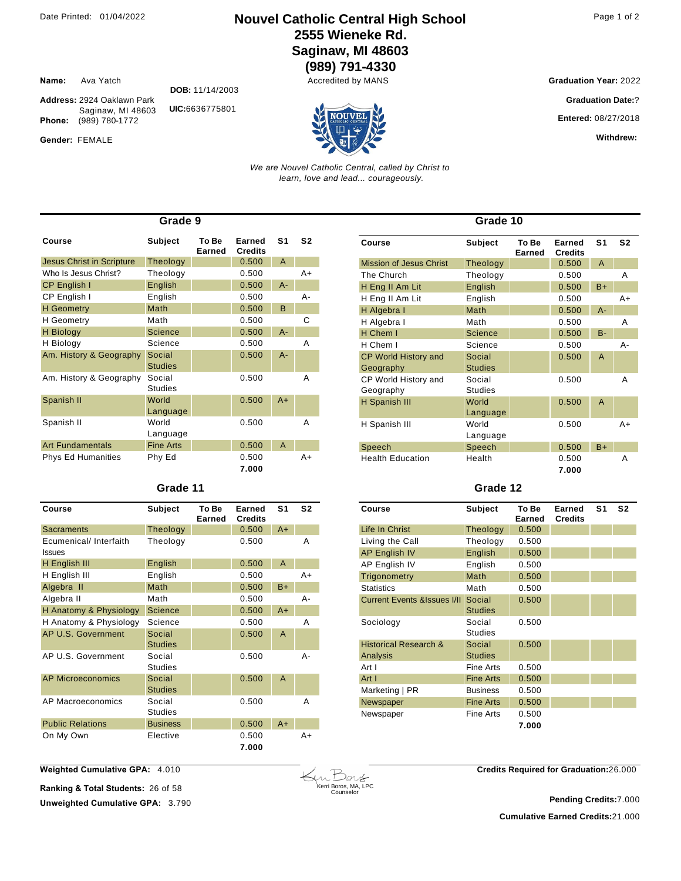Date Printed: 01/04/2022

# Nouvel Catholic Central High School

**2555 Wieneke Rd.**
**Saginaw, MI 48603**
**(989) 791-4330**
Accredited by MANS

**Name:** Ava Yatch
**Address:** 2924 Oaklawn Park, Saginaw, MI 48603
**Phone:** (989) 780-1772
**Gender:** FEMALE

**DOB:** 11/14/2003
**UIC:** 6636775801

**Graduation Year:** 2022
**Graduation Date:** ?
**Entered:** 08/27/2018
**Withdrew:**

*We are Nouvel Catholic Central, called by Christ to learn, love and lead... courageously.*

## Grade 9

| Course | Subject | To Be Earned | Earned Credits | S1 | S2 |
|---|---|---|---|---|---|
| Jesus Christ in Scripture | Theology | | 0.500 | A | |
| Who Is Jesus Christ? | Theology | | 0.500 | | A+ |
| CP English I | English | | 0.500 | A- | |
| CP English I | English | | 0.500 | | A- |
| H Geometry | Math | | 0.500 | B | |
| H Geometry | Math | | 0.500 | | C |
| H Biology | Science | | 0.500 | A- | |
| H Biology | Science | | 0.500 | | A |
| Am. History & Geography | Social Studies | | 0.500 | A- | |
| Am. History & Geography | Social Studies | | 0.500 | | A |
| Spanish II | World Language | | 0.500 | A+ | |
| Spanish II | World Language | | 0.500 | | A |
| Art Fundamentals | Fine Arts | | 0.500 | A | |
| Phys Ed Humanities | Phy Ed | | 0.500 | | A+ |
| | | | **7.000** | | |

## Grade 10

| Course | Subject | To Be Earned | Earned Credits | S1 | S2 |
|---|---|---|---|---|---|
| Mission of Jesus Christ | Theology | | 0.500 | A | |
| The Church | Theology | | 0.500 | | A |
| H Eng II Am Lit | English | | 0.500 | B+ | |
| H Eng II Am Lit | English | | 0.500 | | A+ |
| H Algebra I | Math | | 0.500 | A- | |
| H Algebra I | Math | | 0.500 | | A |
| H Chem I | Science | | 0.500 | B- | |
| H Chem I | Science | | 0.500 | | A- |
| CP World History and Geography | Social Studies | | 0.500 | A | |
| CP World History and Geography | Social Studies | | 0.500 | | A |
| H Spanish III | World Language | | 0.500 | A | |
| H Spanish III | World Language | | 0.500 | | A+ |
| Speech | Speech | | 0.500 | B+ | |
| Health Education | Health | | 0.500 | | A |
| | | | **7.000** | | |

## Grade 11

| Course | Subject | To Be Earned | Earned Credits | S1 | S2 |
|---|---|---|---|---|---|
| Sacraments | Theology | | 0.500 | A+ | |
| Ecumenical/ Interfaith Issues | Theology | | 0.500 | | A |
| H English III | English | | 0.500 | A | |
| H English III | English | | 0.500 | | A+ |
| Algebra II | Math | | 0.500 | B+ | |
| Algebra II | Math | | 0.500 | | A- |
| H Anatomy & Physiology | Science | | 0.500 | A+ | |
| H Anatomy & Physiology | Science | | 0.500 | | A |
| AP U.S. Government | Social Studies | | 0.500 | A | |
| AP U.S. Government | Social Studies | | 0.500 | | A- |
| AP Microeconomics | Social Studies | | 0.500 | A | |
| AP Macroeconomics | Social Studies | | 0.500 | | A |
| Public Relations | Business | | 0.500 | A+ | |
| On My Own | Elective | | 0.500 | | A+ |
| | | | **7.000** | | |

## Grade 12

| Course | Subject | To Be Earned | Earned Credits | S1 | S2 |
|---|---|---|---|---|---|
| Life In Christ | Theology | 0.500 | | | |
| Living the Call | Theology | 0.500 | | | |
| AP English IV | English | 0.500 | | | |
| AP English IV | English | 0.500 | | | |
| Trigonometry | Math | 0.500 | | | |
| Statistics | Math | 0.500 | | | |
| Current Events &Issues I/II | Social Studies | 0.500 | | | |
| Sociology | Social Studies | 0.500 | | | |
| Historical Research & Analysis | Social Studies | 0.500 | | | |
| Art I | Fine Arts | 0.500 | | | |
| Art I | Fine Arts | 0.500 | | | |
| Marketing \| PR | Business | 0.500 | | | |
| Newspaper | Fine Arts | 0.500 | | | |
| Newspaper | Fine Arts | 0.500 | | | |
| | | **7.000** | | | |

**Weighted Cumulative GPA:** 4.010
**Ranking & Total Students:** 26 of 58
**Unweighted Cumulative GPA:** 3.790

Kerri Boros, MA, LPC
Counselor

**Credits Required for Graduation:** 26.000
**Pending Credits:** 7.000
**Cumulative Earned Credits:** 21.000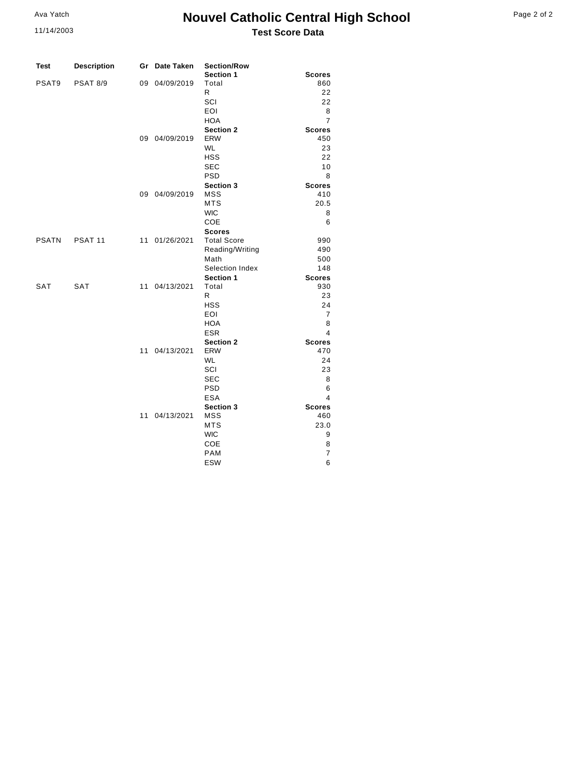# Nouvel Catholic Central High School

## Test Score Data

Ava Yatch
11/14/2003

| Test | Description | Gr | Date Taken | Section/Row | Scores |
|---|---|---|---|---|---|
| | | | | **Section 1** | **Scores** |
| PSAT9 | PSAT 8/9 | 09 | 04/09/2019 | Total | 860 |
| | | | | R | 22 |
| | | | | SCI | 22 |
| | | | | EOI | 8 |
| | | | | HOA | 7 |
| | | | | **Section 2** | **Scores** |
| | | 09 | 04/09/2019 | ERW | 450 |
| | | | | WL | 23 |
| | | | | HSS | 22 |
| | | | | SEC | 10 |
| | | | | PSD | 8 |
| | | | | **Section 3** | **Scores** |
| | | 09 | 04/09/2019 | MSS | 410 |
| | | | | MTS | 20.5 |
| | | | | WIC | 8 |
| | | | | COE | 6 |
| | | | | **Scores** | |
| PSATN | PSAT 11 | 11 | 01/26/2021 | Total Score | 990 |
| | | | | Reading/Writing | 490 |
| | | | | Math | 500 |
| | | | | Selection Index | 148 |
| | | | | **Section 1** | **Scores** |
| SAT | SAT | 11 | 04/13/2021 | Total | 930 |
| | | | | R | 23 |
| | | | | HSS | 24 |
| | | | | EOI | 7 |
| | | | | HOA | 8 |
| | | | | ESR | 4 |
| | | | | **Section 2** | **Scores** |
| | | 11 | 04/13/2021 | ERW | 470 |
| | | | | WL | 24 |
| | | | | SCI | 23 |
| | | | | SEC | 8 |
| | | | | PSD | 6 |
| | | | | ESA | 4 |
| | | | | **Section 3** | **Scores** |
| | | 11 | 04/13/2021 | MSS | 460 |
| | | | | MTS | 23.0 |
| | | | | WIC | 9 |
| | | | | COE | 8 |
| | | | | PAM | 7 |
| | | | | ESW | 6 |